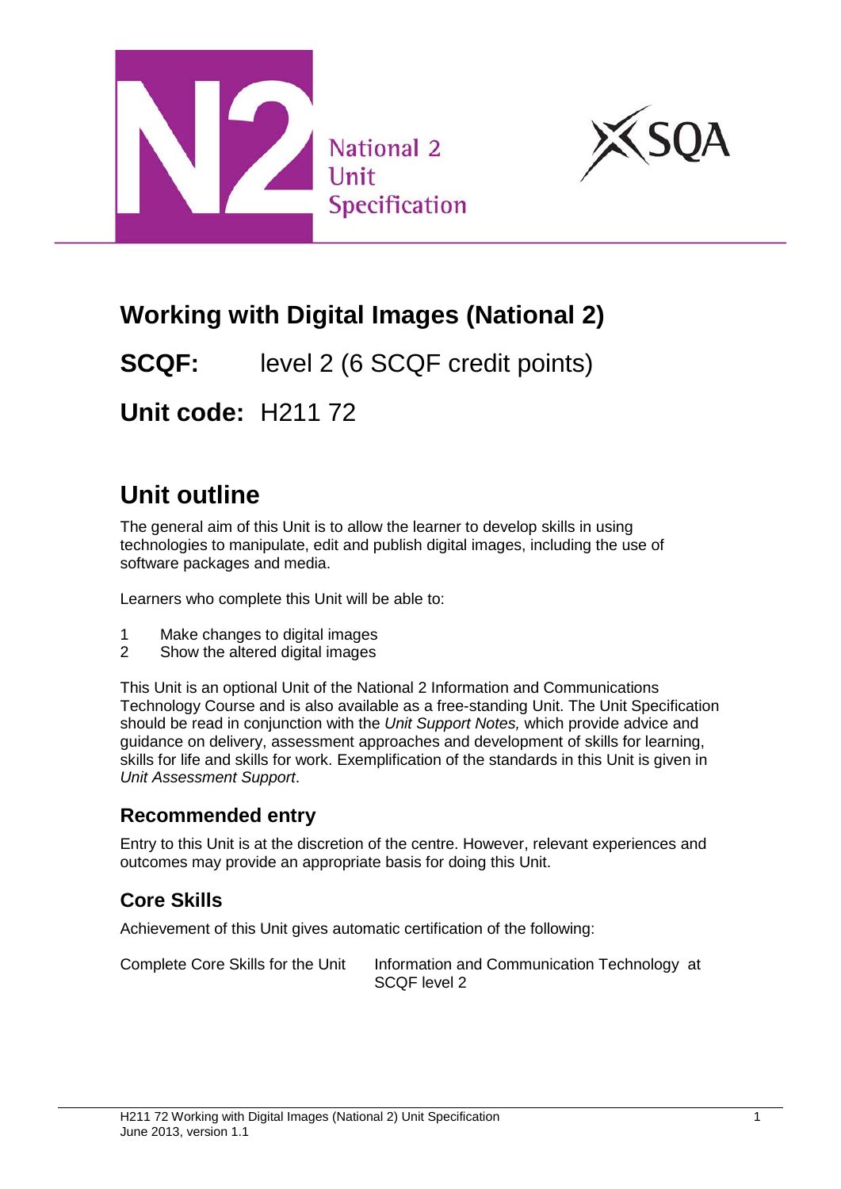National 2
Unit
Specification

# Working with Digital Images (National 2)

**SCQF:** level 2 (6 SCQF credit points)

**Unit code:** H211 72

## Unit outline

The general aim of this Unit is to allow the learner to develop skills in using technologies to manipulate, edit and publish digital images, including the use of software packages and media.

Learners who complete this Unit will be able to:

1. Make changes to digital images
2. Show the altered digital images

This Unit is an optional Unit of the National 2 Information and Communications Technology Course and is also available as a free-standing Unit. The Unit Specification should be read in conjunction with the *Unit Support Notes,* which provide advice and guidance on delivery, assessment approaches and development of skills for learning, skills for life and skills for work. Exemplification of the standards in this Unit is given in *Unit Assessment Support*.

### Recommended entry

Entry to this Unit is at the discretion of the centre. However, relevant experiences and outcomes may provide an appropriate basis for doing this Unit.

### Core Skills

Achievement of this Unit gives automatic certification of the following:

| | |
|---|---|
| Complete Core Skills for the Unit | Information and Communication Technology at SCQF level 2 |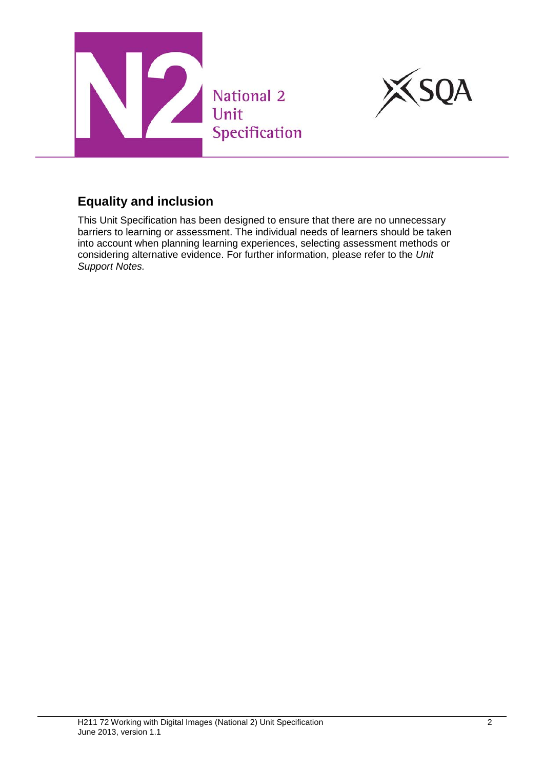## Equality and inclusion

This Unit Specification has been designed to ensure that there are no unnecessary barriers to learning or assessment. The individual needs of learners should be taken into account when planning learning experiences, selecting assessment methods or considering alternative evidence. For further information, please refer to the *Unit Support Notes.*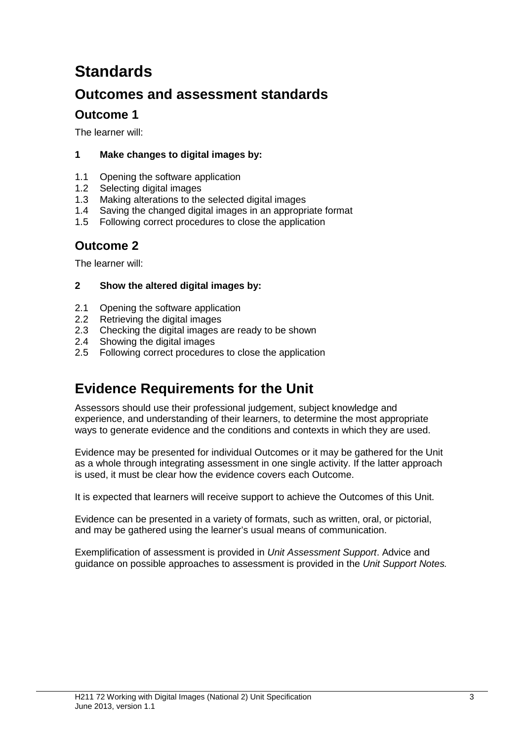# Standards

## Outcomes and assessment standards

### Outcome 1

The learner will:

**1 Make changes to digital images by:**

1.1 Opening the software application
1.2 Selecting digital images
1.3 Making alterations to the selected digital images
1.4 Saving the changed digital images in an appropriate format
1.5 Following correct procedures to close the application

### Outcome 2

The learner will:

**2 Show the altered digital images by:**

2.1 Opening the software application
2.2 Retrieving the digital images
2.3 Checking the digital images are ready to be shown
2.4 Showing the digital images
2.5 Following correct procedures to close the application

# Evidence Requirements for the Unit

Assessors should use their professional judgement, subject knowledge and experience, and understanding of their learners, to determine the most appropriate ways to generate evidence and the conditions and contexts in which they are used.

Evidence may be presented for individual Outcomes or it may be gathered for the Unit as a whole through integrating assessment in one single activity. If the latter approach is used, it must be clear how the evidence covers each Outcome.

It is expected that learners will receive support to achieve the Outcomes of this Unit.

Evidence can be presented in a variety of formats, such as written, oral, or pictorial, and may be gathered using the learner's usual means of communication.

Exemplification of assessment is provided in *Unit Assessment Support*. Advice and guidance on possible approaches to assessment is provided in the *Unit Support Notes.*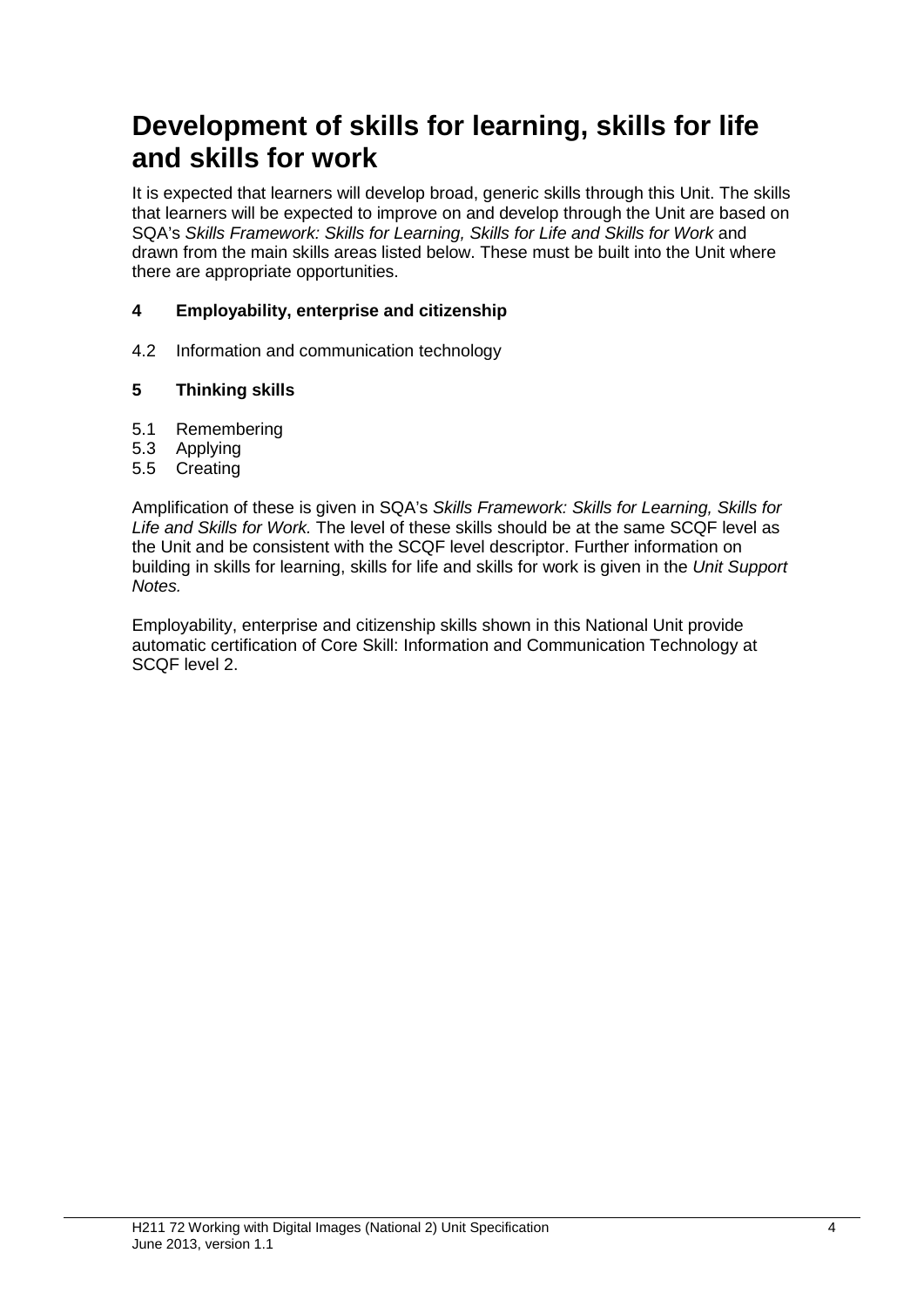# Development of skills for learning, skills for life and skills for work

It is expected that learners will develop broad, generic skills through this Unit. The skills that learners will be expected to improve on and develop through the Unit are based on SQA's *Skills Framework: Skills for Learning, Skills for Life and Skills for Work* and drawn from the main skills areas listed below. These must be built into the Unit where there are appropriate opportunities.

### 4 Employability, enterprise and citizenship

4.2 Information and communication technology

### 5 Thinking skills

5.1 Remembering
5.3 Applying
5.5 Creating

Amplification of these is given in SQA's *Skills Framework: Skills for Learning, Skills for Life and Skills for Work.* The level of these skills should be at the same SCQF level as the Unit and be consistent with the SCQF level descriptor. Further information on building in skills for learning, skills for life and skills for work is given in the *Unit Support Notes.*

Employability, enterprise and citizenship skills shown in this National Unit provide automatic certification of Core Skill: Information and Communication Technology at SCQF level 2.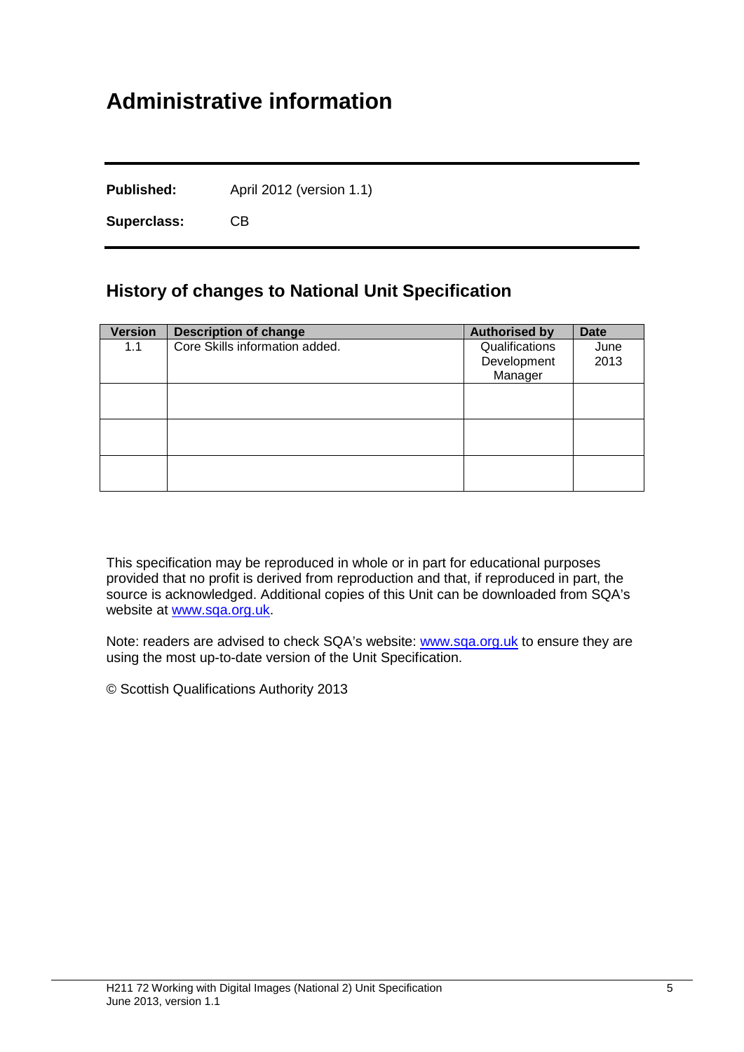# Administrative information

**Published:** April 2012 (version 1.1)

**Superclass:** CB

## History of changes to National Unit Specification

| Version | Description of change | Authorised by | Date |
|---|---|---|---|
| 1.1 | Core Skills information added. | Qualifications Development Manager | June 2013 |
| | | | |
| | | | |
| | | | |

This specification may be reproduced in whole or in part for educational purposes provided that no profit is derived from reproduction and that, if reproduced in part, the source is acknowledged. Additional copies of this Unit can be downloaded from SQA's website at www.sqa.org.uk.

Note: readers are advised to check SQA's website: www.sqa.org.uk to ensure they are using the most up-to-date version of the Unit Specification.

© Scottish Qualifications Authority 2013